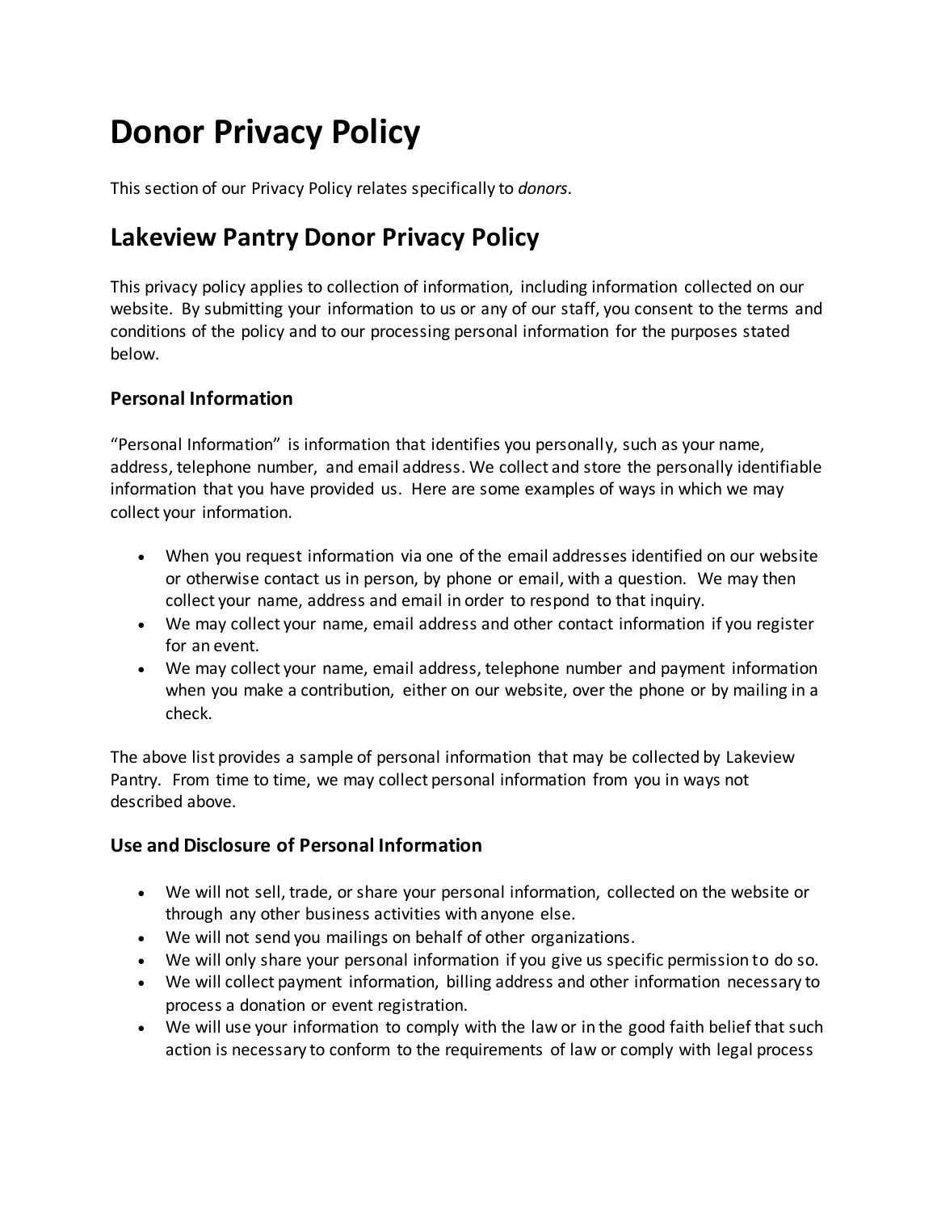# Donor Privacy Policy

This section of our Privacy Policy relates specifically to *donors*.

## Lakeview Pantry Donor Privacy Policy

This privacy policy applies to collection of information, including information collected on our website. By submitting your information to us or any of our staff, you consent to the terms and conditions of the policy and to our processing personal information for the purposes stated below.

### Personal Information

"Personal Information" is information that identifies you personally, such as your name, address, telephone number, and email address. We collect and store the personally identifiable information that you have provided us. Here are some examples of ways in which we may collect your information.

- When you request information via one of the email addresses identified on our website or otherwise contact us in person, by phone or email, with a question. We may then collect your name, address and email in order to respond to that inquiry.
- We may collect your name, email address and other contact information if you register for an event.
- We may collect your name, email address, telephone number and payment information when you make a contribution, either on our website, over the phone or by mailing in a check.

The above list provides a sample of personal information that may be collected by Lakeview Pantry. From time to time, we may collect personal information from you in ways not described above.

### Use and Disclosure of Personal Information

- We will not sell, trade, or share your personal information, collected on the website or through any other business activities with anyone else.
- We will not send you mailings on behalf of other organizations.
- We will only share your personal information if you give us specific permission to do so.
- We will collect payment information, billing address and other information necessary to process a donation or event registration.
- We will use your information to comply with the law or in the good faith belief that such action is necessary to conform to the requirements of law or comply with legal process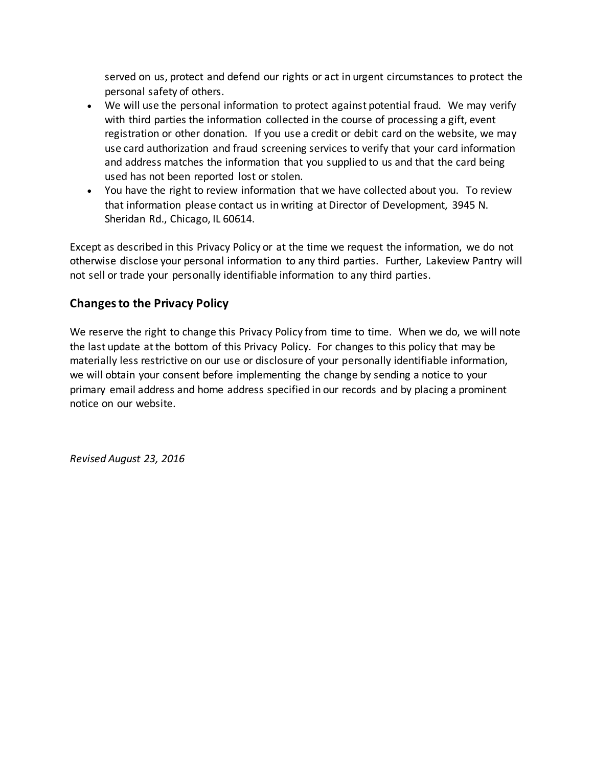served on us, protect and defend our rights or act in urgent circumstances to protect the personal safety of others.

- We will use the personal information to protect against potential fraud. We may verify with third parties the information collected in the course of processing a gift, event registration or other donation. If you use a credit or debit card on the website, we may use card authorization and fraud screening services to verify that your card information and address matches the information that you supplied to us and that the card being used has not been reported lost or stolen.
- You have the right to review information that we have collected about you. To review that information please contact us in writing at Director of Development, 3945 N. Sheridan Rd., Chicago, IL 60614.

Except as described in this Privacy Policy or at the time we request the information, we do not otherwise disclose your personal information to any third parties. Further, Lakeview Pantry will not sell or trade your personally identifiable information to any third parties.

## Changes to the Privacy Policy

We reserve the right to change this Privacy Policy from time to time. When we do, we will note the last update at the bottom of this Privacy Policy. For changes to this policy that may be materially less restrictive on our use or disclosure of your personally identifiable information, we will obtain your consent before implementing the change by sending a notice to your primary email address and home address specified in our records and by placing a prominent notice on our website.

*Revised August 23, 2016*